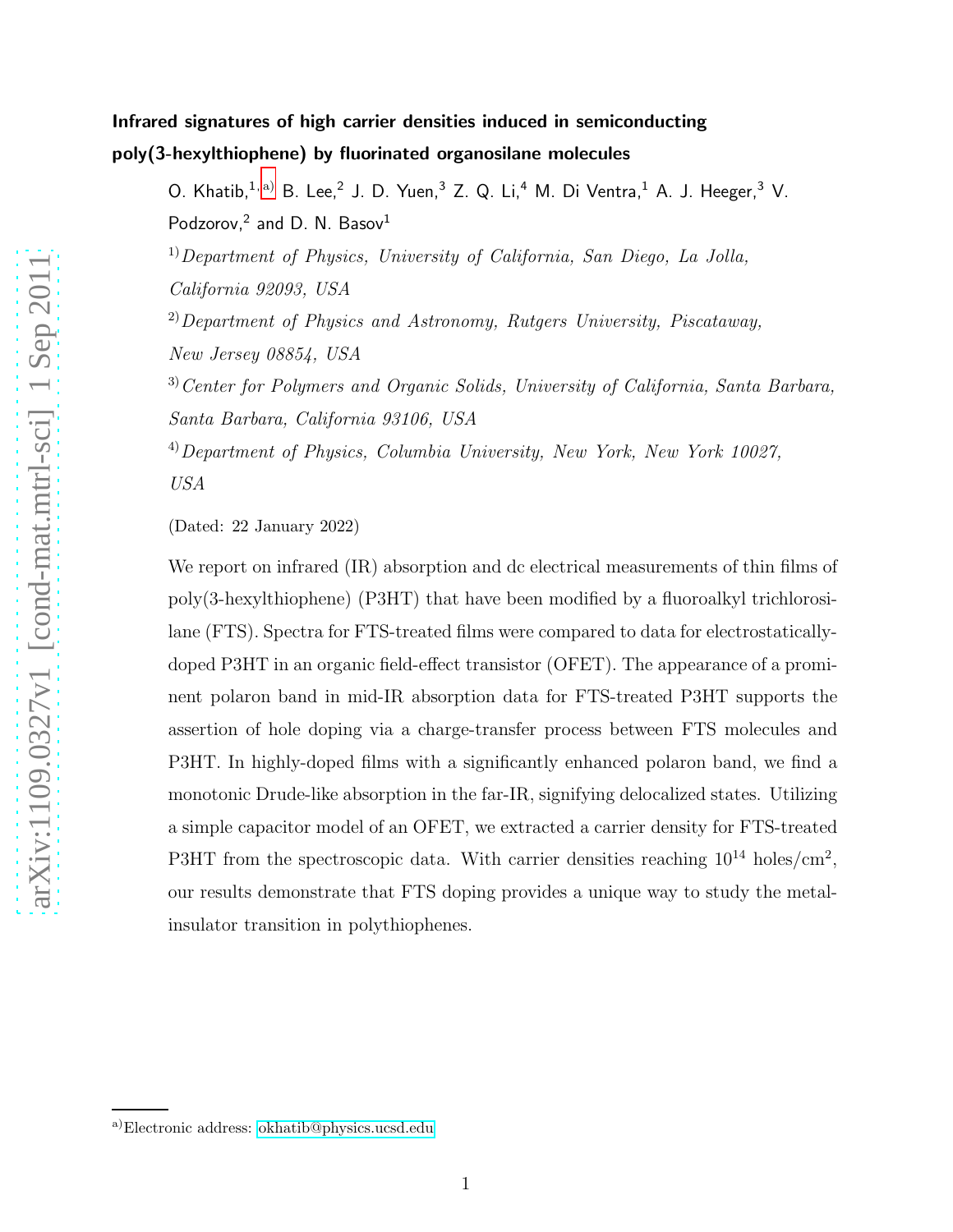# Infrared signatures of high carrier densities induced in semiconducting poly(3-hexylthiophene) by fluorinated organosilane molecules

O. Khatib,[1,a] B. Lee,[2] J. D. Yuen,[3] Z. Q. Li,[4] M. Di Ventra,[1] A. J. Heeger,[3] V. Podzorov,[2] and D. N. Basov[1]

[1] *Department of Physics, University of California, San Diego, La Jolla, California 92093, USA*

[2] *Department of Physics and Astronomy, Rutgers University, Piscataway, New Jersey 08854, USA*

[3] *Center for Polymers and Organic Solids, University of California, Santa Barbara, Santa Barbara, California 93106, USA*

[4] *Department of Physics, Columbia University, New York, New York 10027, USA*

(Dated: 22 January 2022)

We report on infrared (IR) absorption and dc electrical measurements of thin films of poly(3-hexylthiophene) (P3HT) that have been modified by a fluoroalkyl trichlorosilane (FTS). Spectra for FTS-treated films were compared to data for electrostatically-doped P3HT in an organic field-effect transistor (OFET). The appearance of a prominent polaron band in mid-IR absorption data for FTS-treated P3HT supports the assertion of hole doping via a charge-transfer process between FTS molecules and P3HT. In highly-doped films with a significantly enhanced polaron band, we find a monotonic Drude-like absorption in the far-IR, signifying delocalized states. Utilizing a simple capacitor model of an OFET, we extracted a carrier density for FTS-treated P3HT from the spectroscopic data. With carrier densities reaching $10^{14}$ holes/cm$^2$, our results demonstrate that FTS doping provides a unique way to study the metal-insulator transition in polythiophenes.

[a] Electronic address: okhatib@physics.ucsd.edu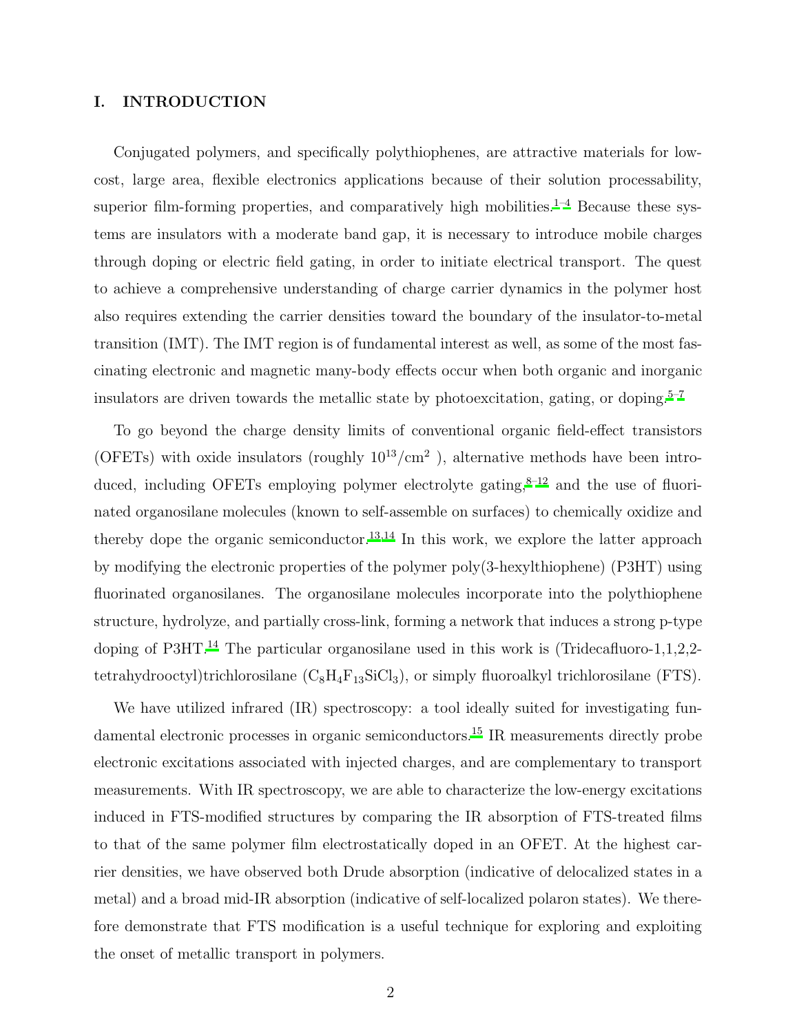## I. INTRODUCTION

Conjugated polymers, and specifically polythiophenes, are attractive materials for low-cost, large area, flexible electronics applications because of their solution processability, superior film-forming properties, and comparatively high mobilities.[1–4] Because these systems are insulators with a moderate band gap, it is necessary to introduce mobile charges through doping or electric field gating, in order to initiate electrical transport. The quest to achieve a comprehensive understanding of charge carrier dynamics in the polymer host also requires extending the carrier densities toward the boundary of the insulator-to-metal transition (IMT). The IMT region is of fundamental interest as well, as some of the most fascinating electronic and magnetic many-body effects occur when both organic and inorganic insulators are driven towards the metallic state by photoexcitation, gating, or doping.[5–7]

To go beyond the charge density limits of conventional organic field-effect transistors (OFETs) with oxide insulators (roughly $10^{13}/\mathrm{cm}^2$ ), alternative methods have been introduced, including OFETs employing polymer electrolyte gating,[8–12] and the use of fluorinated organosilane molecules (known to self-assemble on surfaces) to chemically oxidize and thereby dope the organic semiconductor.[13,14] In this work, we explore the latter approach by modifying the electronic properties of the polymer poly(3-hexylthiophene) (P3HT) using fluorinated organosilanes. The organosilane molecules incorporate into the polythiophene structure, hydrolyze, and partially cross-link, forming a network that induces a strong p-type doping of P3HT.[14] The particular organosilane used in this work is (Tridecafluoro-1,1,2,2-tetrahydrooctyl)trichlorosilane ($C_8H_4F_{13}SiCl_3$), or simply fluoroalkyl trichlorosilane (FTS).

We have utilized infrared (IR) spectroscopy: a tool ideally suited for investigating fundamental electronic processes in organic semiconductors.[15] IR measurements directly probe electronic excitations associated with injected charges, and are complementary to transport measurements. With IR spectroscopy, we are able to characterize the low-energy excitations induced in FTS-modified structures by comparing the IR absorption of FTS-treated films to that of the same polymer film electrostatically doped in an OFET. At the highest carrier densities, we have observed both Drude absorption (indicative of delocalized states in a metal) and a broad mid-IR absorption (indicative of self-localized polaron states). We therefore demonstrate that FTS modification is a useful technique for exploring and exploiting the onset of metallic transport in polymers.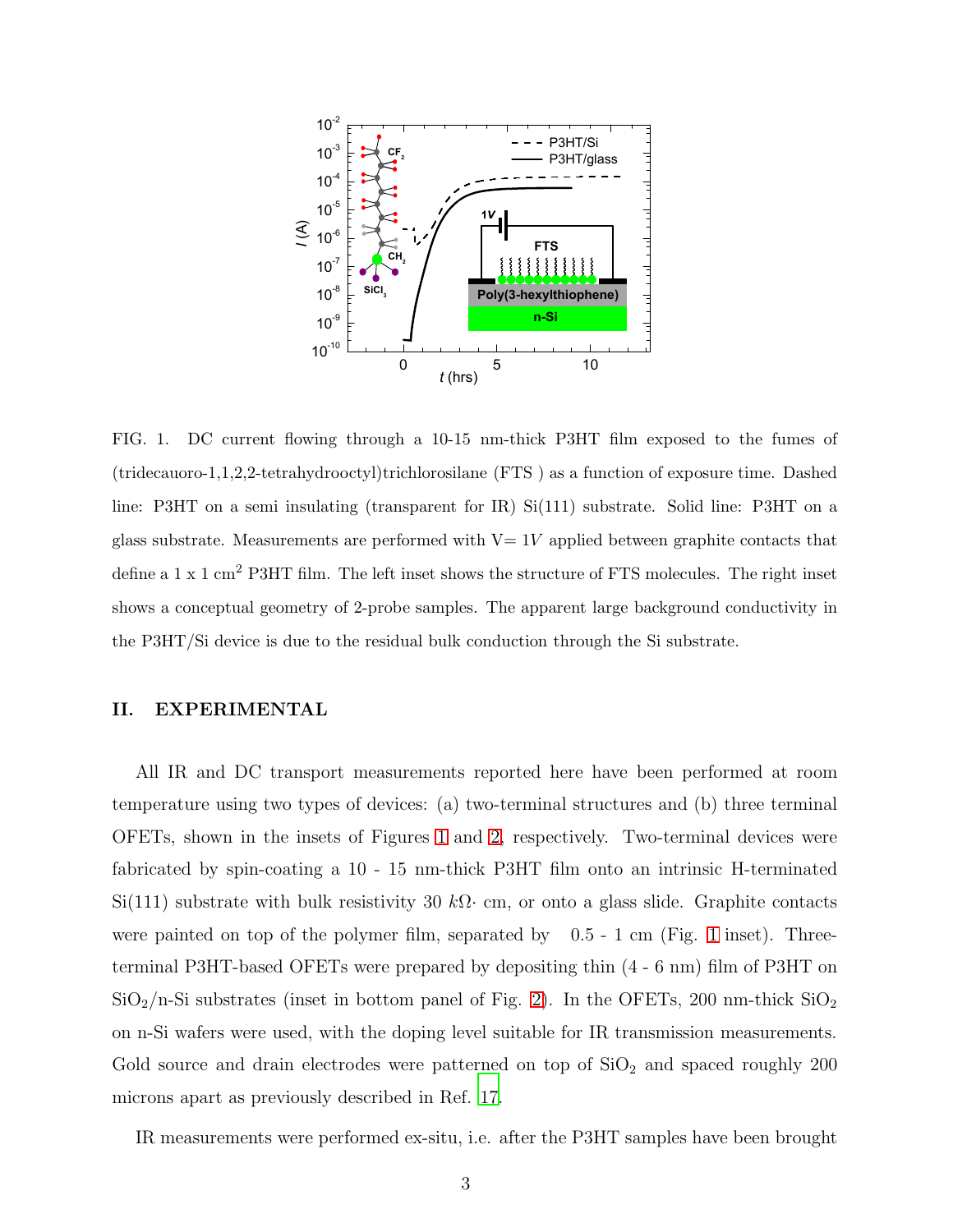FIG. 1. DC current flowing through a 10-15 nm-thick P3HT film exposed to the fumes of (tridecauoro-1,1,2,2-tetrahydrooctyl)trichlorosilane (FTS ) as a function of exposure time. Dashed line: P3HT on a semi insulating (transparent for IR) Si(111) substrate. Solid line: P3HT on a glass substrate. Measurements are performed with V= $1V$ applied between graphite contacts that define a 1 x 1 cm$^2$ P3HT film. The left inset shows the structure of FTS molecules. The right inset shows a conceptual geometry of 2-probe samples. The apparent large background conductivity in the P3HT/Si device is due to the residual bulk conduction through the Si substrate.

## II. EXPERIMENTAL

All IR and DC transport measurements reported here have been performed at room temperature using two types of devices: (a) two-terminal structures and (b) three terminal OFETs, shown in the insets of Figures 1 and 2, respectively. Two-terminal devices were fabricated by spin-coating a 10 - 15 nm-thick P3HT film onto an intrinsic H-terminated Si(111) substrate with bulk resistivity 30 $k\Omega\cdot$ cm, or onto a glass slide. Graphite contacts were painted on top of the polymer film, separated by 0.5 - 1 cm (Fig. 1 inset). Three-terminal P3HT-based OFETs were prepared by depositing thin (4 - 6 nm) film of P3HT on $SiO_2$/n-Si substrates (inset in bottom panel of Fig. 2). In the OFETs, 200 nm-thick $SiO_2$ on n-Si wafers were used, with the doping level suitable for IR transmission measurements. Gold source and drain electrodes were patterned on top of $SiO_2$ and spaced roughly 200 microns apart as previously described in Ref. [17].

IR measurements were performed ex-situ, i.e. after the P3HT samples have been brought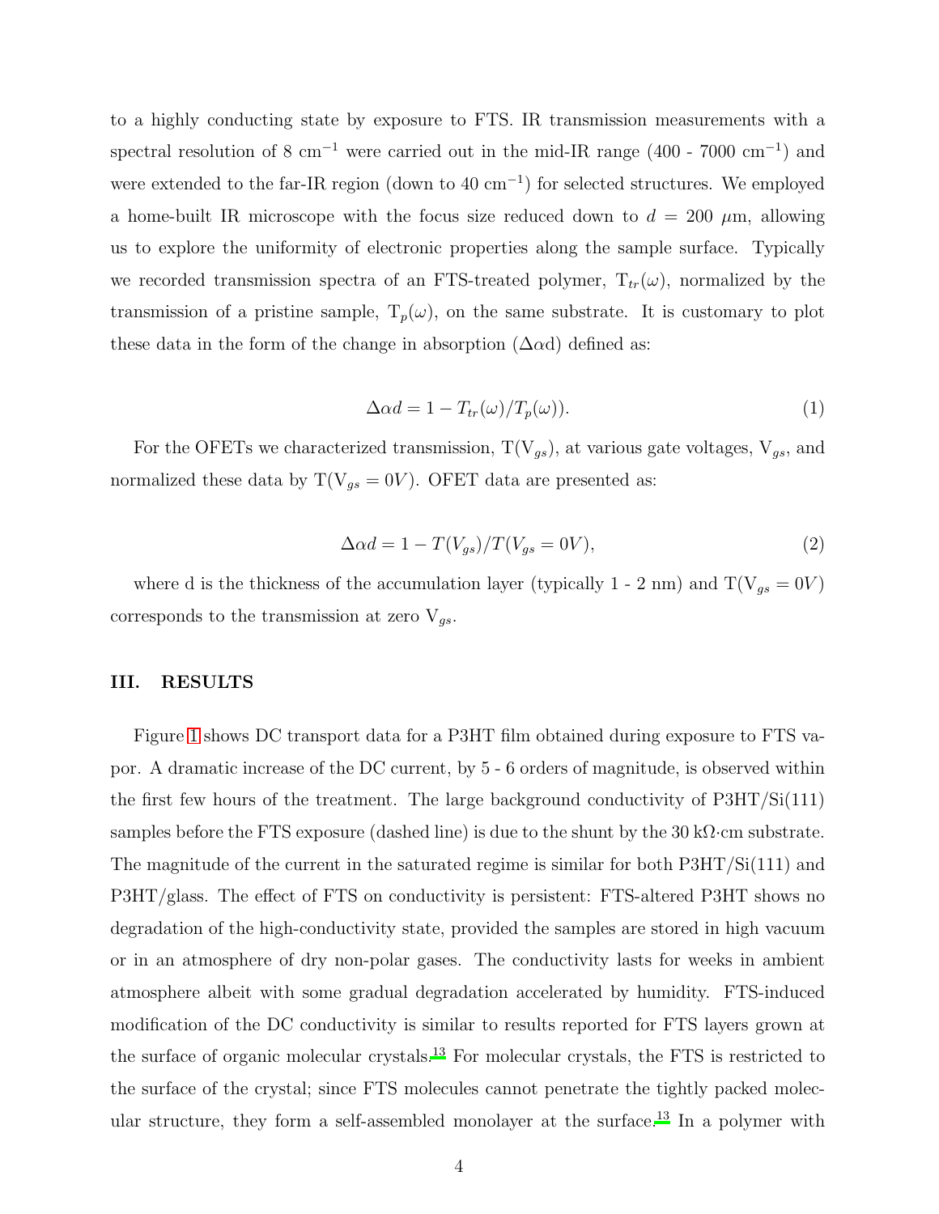to a highly conducting state by exposure to FTS. IR transmission measurements with a spectral resolution of 8 $cm^{-1}$ were carried out in the mid-IR range (400 - 7000 $cm^{-1}$) and were extended to the far-IR region (down to 40 $cm^{-1}$) for selected structures. We employed a home-built IR microscope with the focus size reduced down to $d$ = 200 $\mu$m, allowing us to explore the uniformity of electronic properties along the sample surface. Typically we recorded transmission spectra of an FTS-treated polymer, $T_{tr}(\omega)$, normalized by the transmission of a pristine sample, $T_p(\omega)$, on the same substrate. It is customary to plot these data in the form of the change in absorption ($\Delta\alpha$d) defined as:

$$\Delta \alpha d = 1 - T_{tr}(\omega)/T_p(\omega)). \tag{1}$$

For the OFETs we characterized transmission, $T(V_{gs})$, at various gate voltages, $V_{gs}$, and normalized these data by $T(V_{gs} = 0V)$. OFET data are presented as:

$$\Delta \alpha d = 1 - T(V_{gs})/T(V_{gs} = 0V), \tag{2}$$

where d is the thickness of the accumulation layer (typically 1 - 2 nm) and $T(V_{gs} = 0V)$ corresponds to the transmission at zero $V_{gs}$.

## III. RESULTS

Figure 1 shows DC transport data for a P3HT film obtained during exposure to FTS vapor. A dramatic increase of the DC current, by 5 - 6 orders of magnitude, is observed within the first few hours of the treatment. The large background conductivity of P3HT/Si(111) samples before the FTS exposure (dashed line) is due to the shunt by the 30 k$\Omega$·cm substrate. The magnitude of the current in the saturated regime is similar for both P3HT/Si(111) and P3HT/glass. The effect of FTS on conductivity is persistent: FTS-altered P3HT shows no degradation of the high-conductivity state, provided the samples are stored in high vacuum or in an atmosphere of dry non-polar gases. The conductivity lasts for weeks in ambient atmosphere albeit with some gradual degradation accelerated by humidity. FTS-induced modification of the DC conductivity is similar to results reported for FTS layers grown at the surface of organic molecular crystals.[13] For molecular crystals, the FTS is restricted to the surface of the crystal; since FTS molecules cannot penetrate the tightly packed molecular structure, they form a self-assembled monolayer at the surface.[13] In a polymer with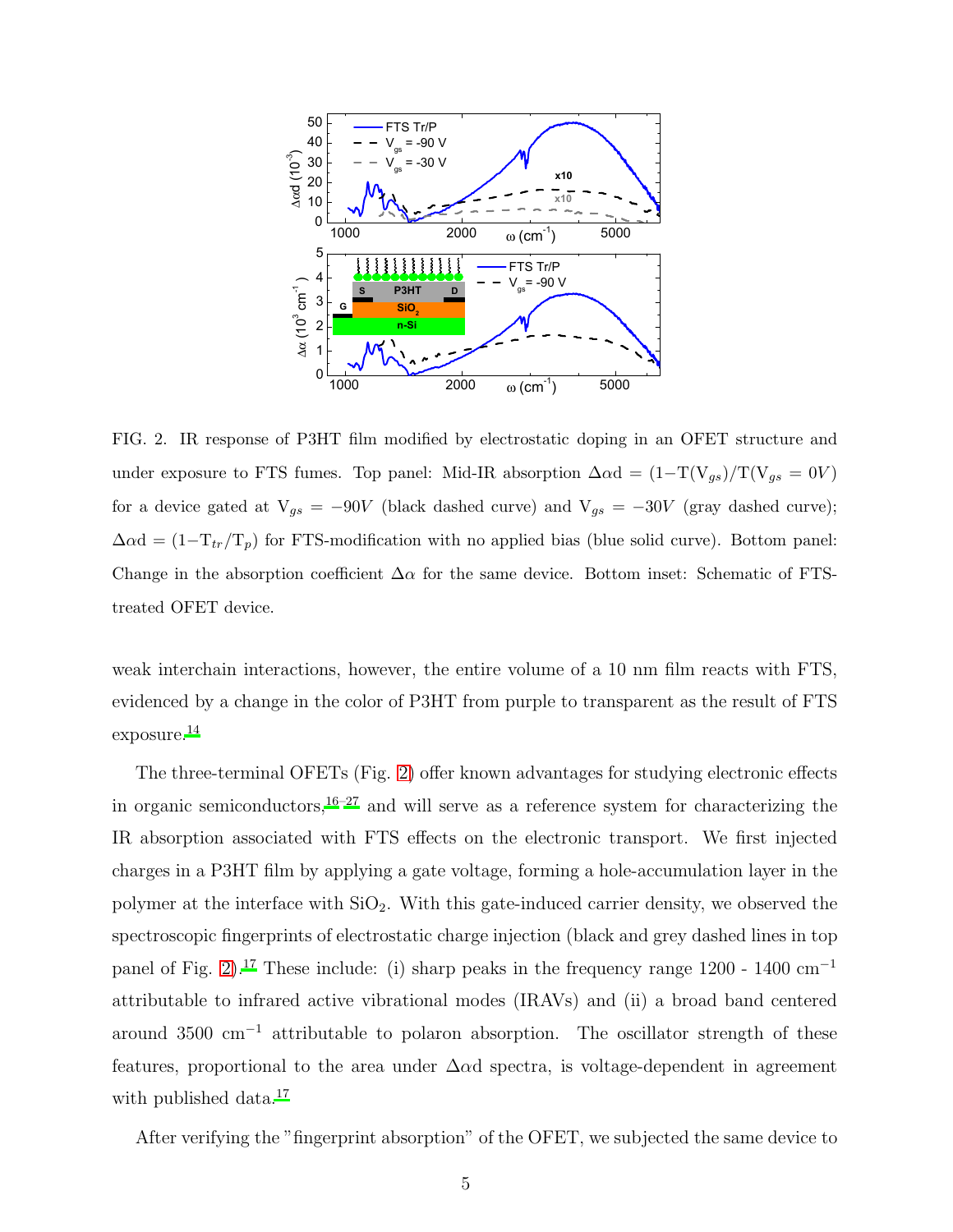FIG. 2. IR response of P3HT film modified by electrostatic doping in an OFET structure and under exposure to FTS fumes. Top panel: Mid-IR absorption $\Delta\alpha d = (1-T(V_{gs})/T(V_{gs} = 0V)$ for a device gated at $V_{gs} = -90V$ (black dashed curve) and $V_{gs} = -30V$ (gray dashed curve); $\Delta\alpha d = (1-T_{tr}/T_p)$ for FTS-modification with no applied bias (blue solid curve). Bottom panel: Change in the absorption coefficient $\Delta\alpha$ for the same device. Bottom inset: Schematic of FTS-treated OFET device.

weak interchain interactions, however, the entire volume of a 10 nm film reacts with FTS, evidenced by a change in the color of P3HT from purple to transparent as the result of FTS exposure.[14]

The three-terminal OFETs (Fig. 2) offer known advantages for studying electronic effects in organic semiconductors,[16–27] and will serve as a reference system for characterizing the IR absorption associated with FTS effects on the electronic transport. We first injected charges in a P3HT film by applying a gate voltage, forming a hole-accumulation layer in the polymer at the interface with $SiO_2$. With this gate-induced carrier density, we observed the spectroscopic fingerprints of electrostatic charge injection (black and grey dashed lines in top panel of Fig. 2).[17] These include: (i) sharp peaks in the frequency range 1200 - 1400 $cm^{-1}$ attributable to infrared active vibrational modes (IRAVs) and (ii) a broad band centered around 3500 $cm^{-1}$ attributable to polaron absorption. The oscillator strength of these features, proportional to the area under $\Delta\alpha d$ spectra, is voltage-dependent in agreement with published data.[17]

After verifying the "fingerprint absorption" of the OFET, we subjected the same device to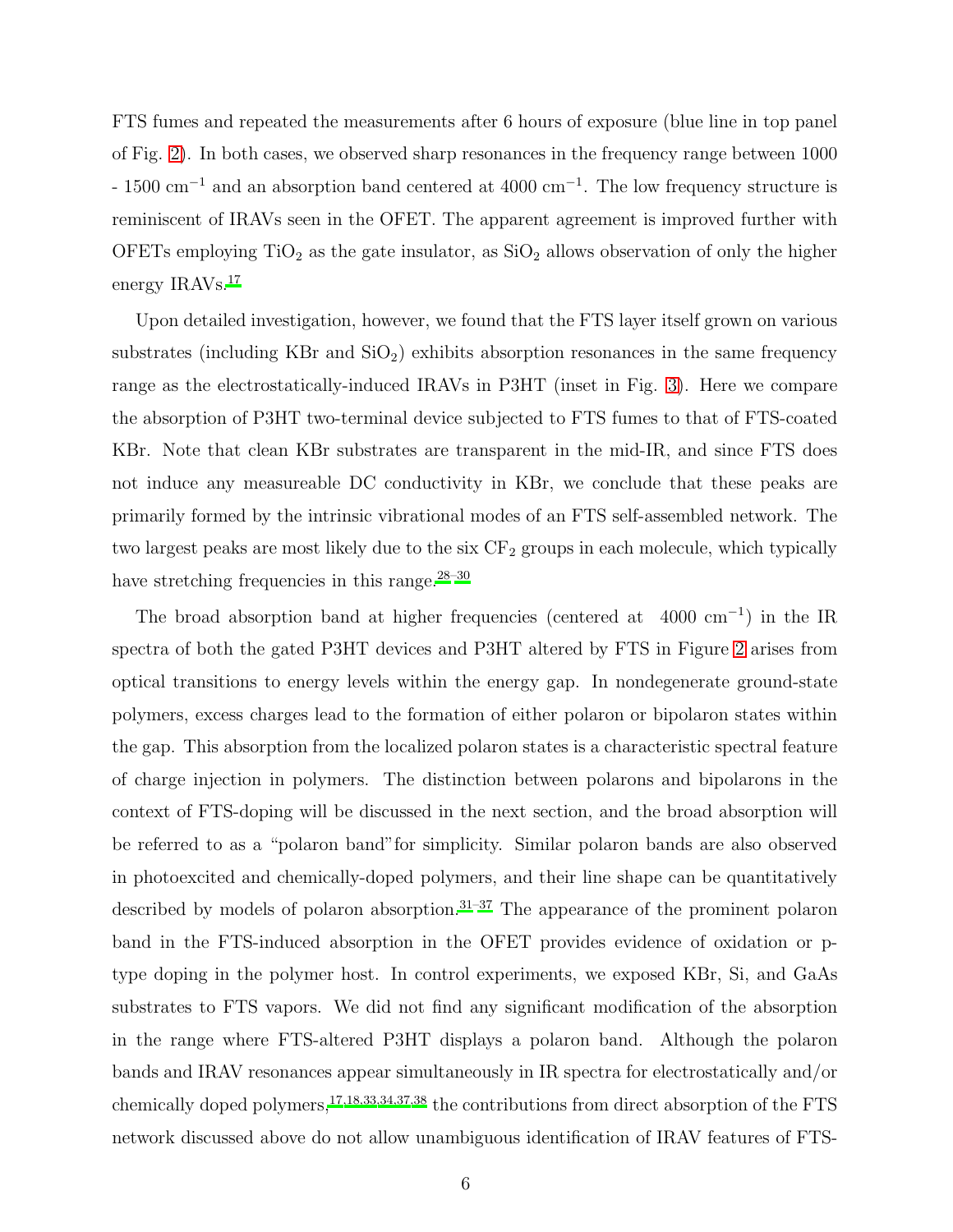FTS fumes and repeated the measurements after 6 hours of exposure (blue line in top panel of Fig. 2). In both cases, we observed sharp resonances in the frequency range between 1000 - 1500 cm$^{-1}$ and an absorption band centered at 4000 cm$^{-1}$. The low frequency structure is reminiscent of IRAVs seen in the OFET. The apparent agreement is improved further with OFETs employing $TiO_2$ as the gate insulator, as $SiO_2$ allows observation of only the higher energy IRAVs.[17]

Upon detailed investigation, however, we found that the FTS layer itself grown on various substrates (including KBr and $SiO_2$) exhibits absorption resonances in the same frequency range as the electrostatically-induced IRAVs in P3HT (inset in Fig. 3). Here we compare the absorption of P3HT two-terminal device subjected to FTS fumes to that of FTS-coated KBr. Note that clean KBr substrates are transparent in the mid-IR, and since FTS does not induce any measureable DC conductivity in KBr, we conclude that these peaks are primarily formed by the intrinsic vibrational modes of an FTS self-assembled network. The two largest peaks are most likely due to the six $CF_2$ groups in each molecule, which typically have stretching frequencies in this range.[28–30]

The broad absorption band at higher frequencies (centered at 4000 cm$^{-1}$) in the IR spectra of both the gated P3HT devices and P3HT altered by FTS in Figure 2 arises from optical transitions to energy levels within the energy gap. In nondegenerate ground-state polymers, excess charges lead to the formation of either polaron or bipolaron states within the gap. This absorption from the localized polaron states is a characteristic spectral feature of charge injection in polymers. The distinction between polarons and bipolarons in the context of FTS-doping will be discussed in the next section, and the broad absorption will be referred to as a "polaron band" for simplicity. Similar polaron bands are also observed in photoexcited and chemically-doped polymers, and their line shape can be quantitatively described by models of polaron absorption.[31–37] The appearance of the prominent polaron band in the FTS-induced absorption in the OFET provides evidence of oxidation or p-type doping in the polymer host. In control experiments, we exposed KBr, Si, and GaAs substrates to FTS vapors. We did not find any significant modification of the absorption in the range where FTS-altered P3HT displays a polaron band. Although the polaron bands and IRAV resonances appear simultaneously in IR spectra for electrostatically and/or chemically doped polymers,[17,18,33,34,37,38] the contributions from direct absorption of the FTS network discussed above do not allow unambiguous identification of IRAV features of FTS-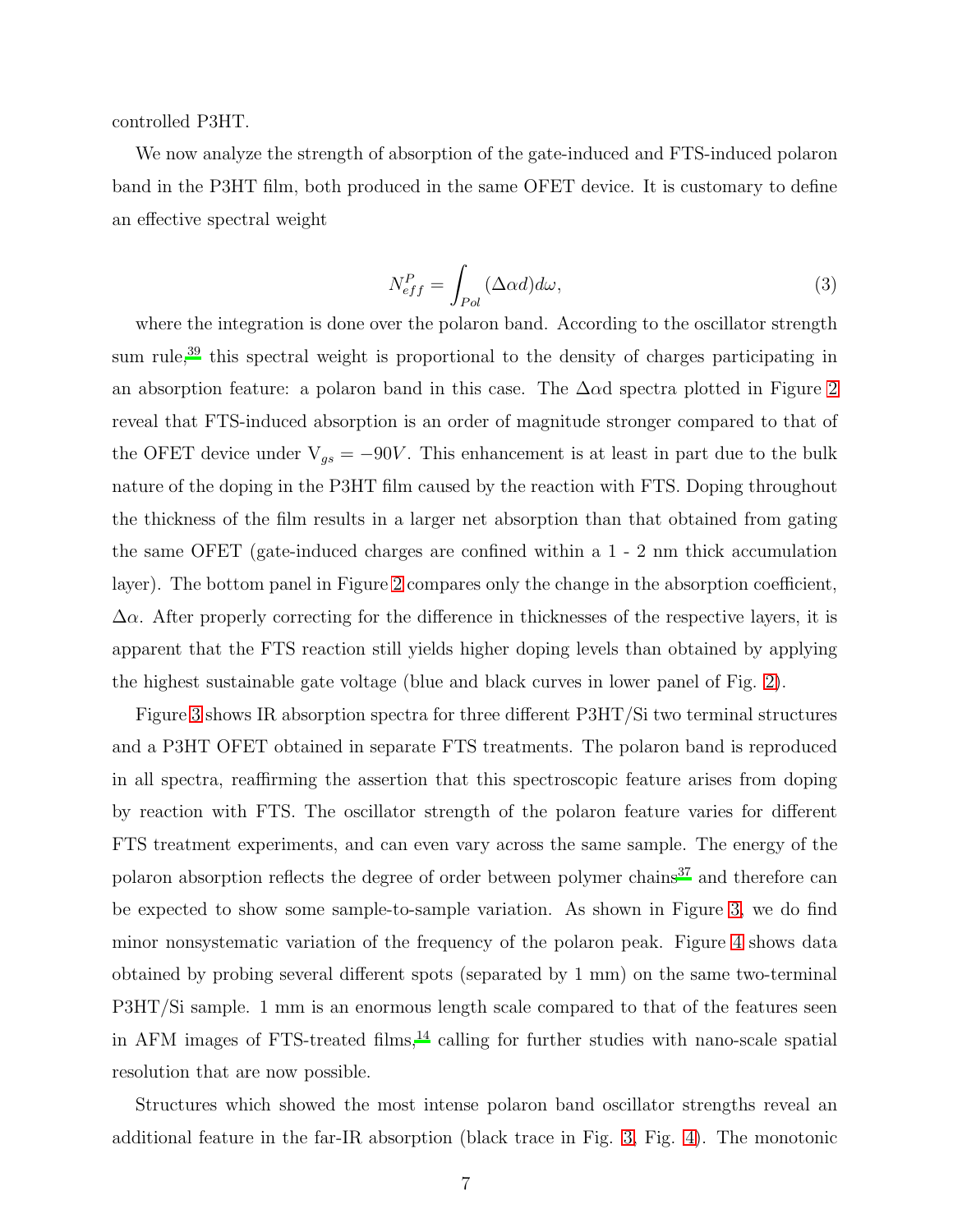controlled P3HT.

We now analyze the strength of absorption of the gate-induced and FTS-induced polaron band in the P3HT film, both produced in the same OFET device. It is customary to define an effective spectral weight

$$N_{eff}^{P} = \int_{Pol} (\Delta\alpha d) d\omega, \tag{3}$$

where the integration is done over the polaron band. According to the oscillator strength sum rule,[39] this spectral weight is proportional to the density of charges participating in an absorption feature: a polaron band in this case. The $\Delta\alpha$d spectra plotted in Figure 2 reveal that FTS-induced absorption is an order of magnitude stronger compared to that of the OFET device under $V_{gs} = -90V$. This enhancement is at least in part due to the bulk nature of the doping in the P3HT film caused by the reaction with FTS. Doping throughout the thickness of the film results in a larger net absorption than that obtained from gating the same OFET (gate-induced charges are confined within a 1 - 2 nm thick accumulation layer). The bottom panel in Figure 2 compares only the change in the absorption coefficient, $\Delta\alpha$. After properly correcting for the difference in thicknesses of the respective layers, it is apparent that the FTS reaction still yields higher doping levels than obtained by applying the highest sustainable gate voltage (blue and black curves in lower panel of Fig. 2).

Figure 3 shows IR absorption spectra for three different P3HT/Si two terminal structures and a P3HT OFET obtained in separate FTS treatments. The polaron band is reproduced in all spectra, reaffirming the assertion that this spectroscopic feature arises from doping by reaction with FTS. The oscillator strength of the polaron feature varies for different FTS treatment experiments, and can even vary across the same sample. The energy of the polaron absorption reflects the degree of order between polymer chains[37] and therefore can be expected to show some sample-to-sample variation. As shown in Figure 3, we do find minor nonsystematic variation of the frequency of the polaron peak. Figure 4 shows data obtained by probing several different spots (separated by 1 mm) on the same two-terminal P3HT/Si sample. 1 mm is an enormous length scale compared to that of the features seen in AFM images of FTS-treated films,[14] calling for further studies with nano-scale spatial resolution that are now possible.

Structures which showed the most intense polaron band oscillator strengths reveal an additional feature in the far-IR absorption (black trace in Fig. 3, Fig. 4). The monotonic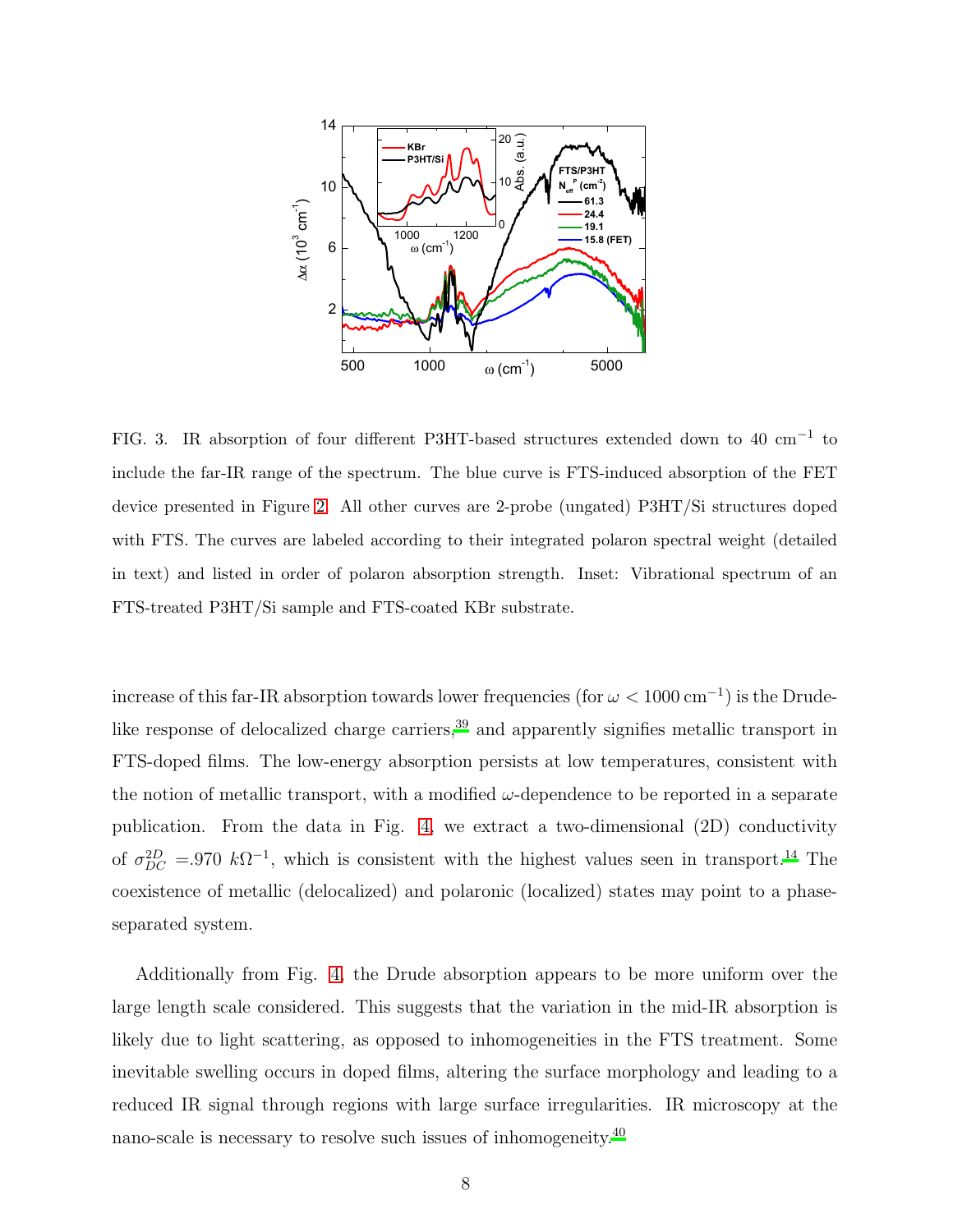FIG. 3. IR absorption of four different P3HT-based structures extended down to 40 cm$^{-1}$ to include the far-IR range of the spectrum. The blue curve is FTS-induced absorption of the FET device presented in Figure 2. All other curves are 2-probe (ungated) P3HT/Si structures doped with FTS. The curves are labeled according to their integrated polaron spectral weight (detailed in text) and listed in order of polaron absorption strength. Inset: Vibrational spectrum of an FTS-treated P3HT/Si sample and FTS-coated KBr substrate.

increase of this far-IR absorption towards lower frequencies (for $\omega < 1000\,\mathrm{cm}^{-1}$) is the Drude-like response of delocalized charge carriers,[39] and apparently signifies metallic transport in FTS-doped films. The low-energy absorption persists at low temperatures, consistent with the notion of metallic transport, with a modified $\omega$-dependence to be reported in a separate publication. From the data in Fig. 4, we extract a two-dimensional (2D) conductivity of $\sigma_{DC}^{2D} = .970\ k\Omega^{-1}$, which is consistent with the highest values seen in transport.[14] The coexistence of metallic (delocalized) and polaronic (localized) states may point to a phase-separated system.

Additionally from Fig. 4, the Drude absorption appears to be more uniform over the large length scale considered. This suggests that the variation in the mid-IR absorption is likely due to light scattering, as opposed to inhomogeneities in the FTS treatment. Some inevitable swelling occurs in doped films, altering the surface morphology and leading to a reduced IR signal through regions with large surface irregularities. IR microscopy at the nano-scale is necessary to resolve such issues of inhomogeneity.[40]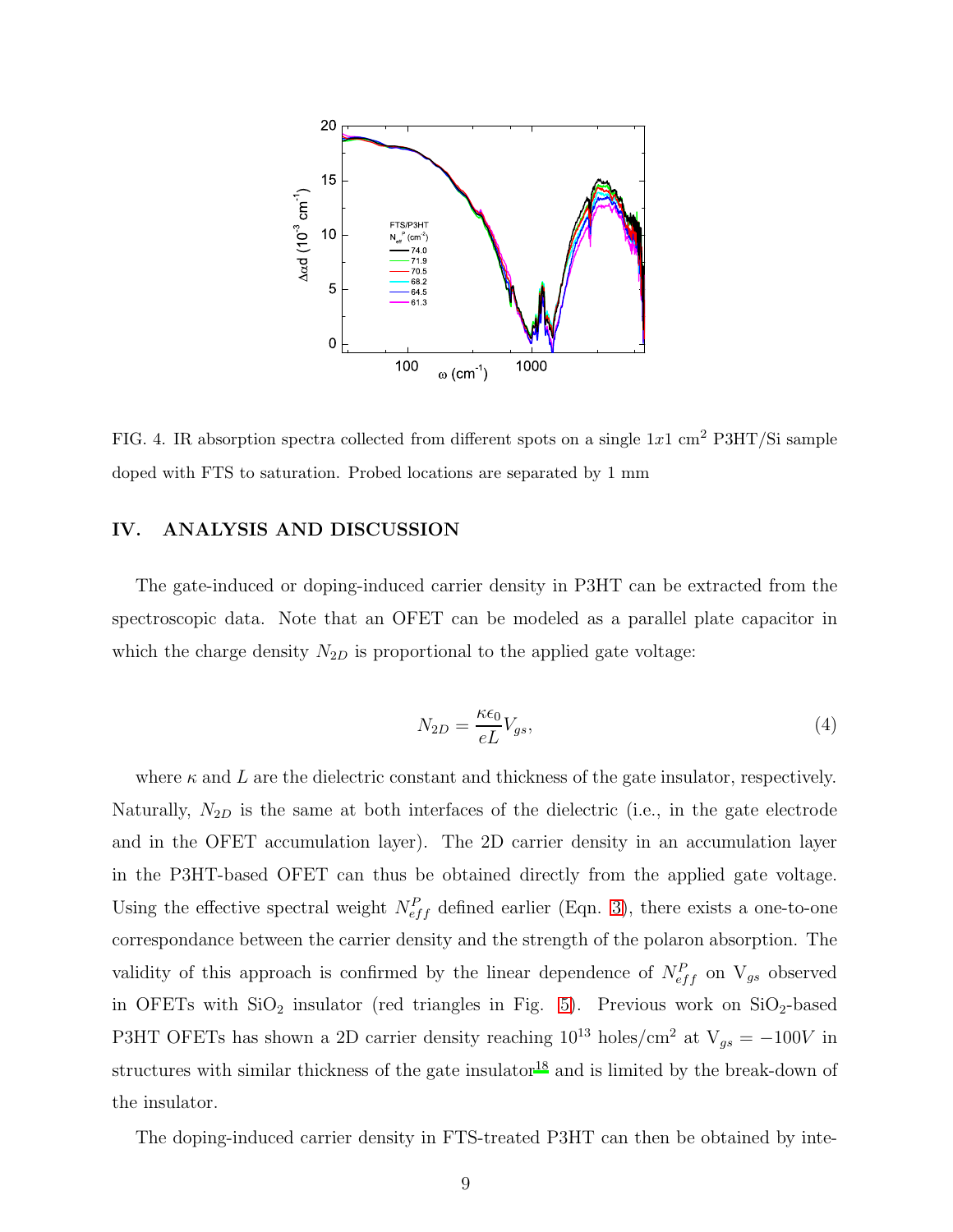FIG. 4. IR absorption spectra collected from different spots on a single $1x1$ cm$^2$ P3HT/Si sample doped with FTS to saturation. Probed locations are separated by 1 mm

## IV. ANALYSIS AND DISCUSSION

The gate-induced or doping-induced carrier density in P3HT can be extracted from the spectroscopic data. Note that an OFET can be modeled as a parallel plate capacitor in which the charge density $N_{2D}$ is proportional to the applied gate voltage:

$$N_{2D} = \frac{\kappa \epsilon_0}{eL} V_{gs}, \tag{4}$$

where $\kappa$ and $L$ are the dielectric constant and thickness of the gate insulator, respectively. Naturally, $N_{2D}$ is the same at both interfaces of the dielectric (i.e., in the gate electrode and in the OFET accumulation layer). The 2D carrier density in an accumulation layer in the P3HT-based OFET can thus be obtained directly from the applied gate voltage. Using the effective spectral weight $N^P_{eff}$ defined earlier (Eqn. 3), there exists a one-to-one correspondance between the carrier density and the strength of the polaron absorption. The validity of this approach is confirmed by the linear dependence of $N^P_{eff}$ on $V_{gs}$ observed in OFETs with $SiO_2$ insulator (red triangles in Fig. 5). Previous work on $SiO_2$-based P3HT OFETs has shown a 2D carrier density reaching $10^{13}$ holes/cm$^2$ at $V_{gs} = -100V$ in structures with similar thickness of the gate insulator[18] and is limited by the break-down of the insulator.

The doping-induced carrier density in FTS-treated P3HT can then be obtained by inte-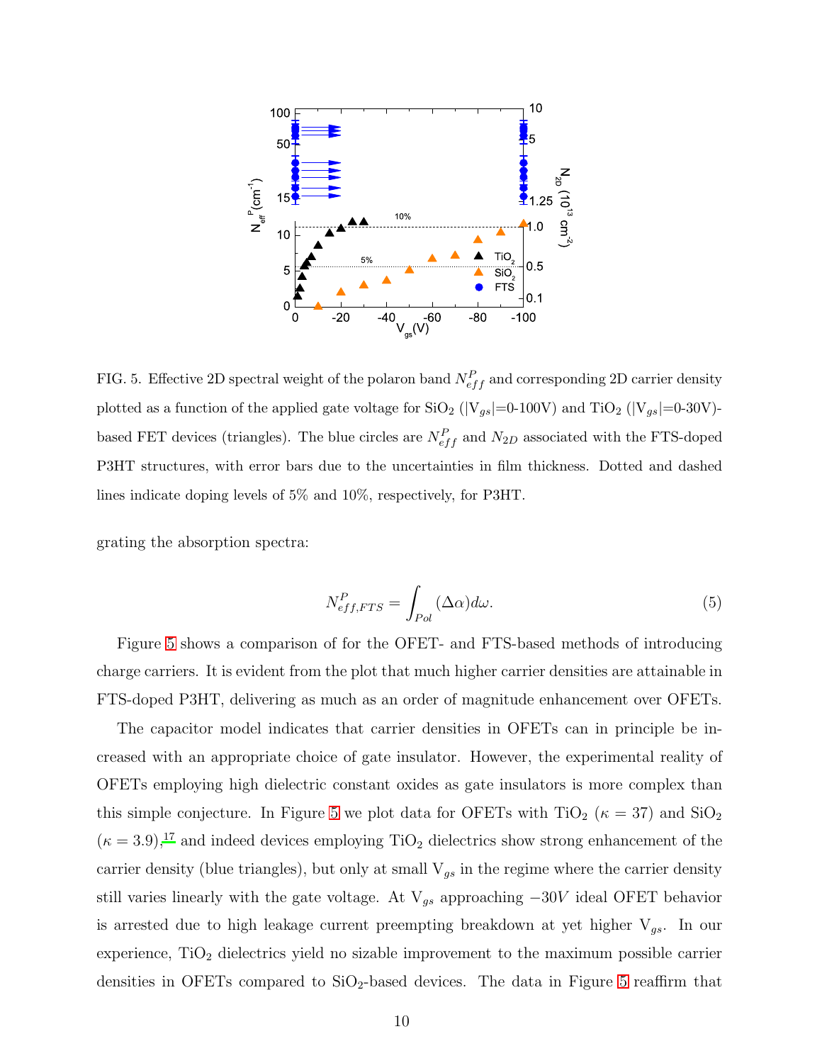FIG. 5. Effective 2D spectral weight of the polaron band $N_{eff}^{P}$ and corresponding 2D carrier density plotted as a function of the applied gate voltage for $SiO_2$ ($|V_{gs}|$=0-100V) and $TiO_2$ ($|V_{gs}|$=0-30V)-based FET devices (triangles). The blue circles are $N_{eff}^{P}$ and $N_{2D}$ associated with the FTS-doped P3HT structures, with error bars due to the uncertainties in film thickness. Dotted and dashed lines indicate doping levels of 5% and 10%, respectively, for P3HT.

grating the absorption spectra:

$$N_{eff,FTS}^{P} = \int_{Pol} (\Delta\alpha) d\omega. \tag{5}$$

Figure 5 shows a comparison of for the OFET- and FTS-based methods of introducing charge carriers. It is evident from the plot that much higher carrier densities are attainable in FTS-doped P3HT, delivering as much as an order of magnitude enhancement over OFETs.

The capacitor model indicates that carrier densities in OFETs can in principle be increased with an appropriate choice of gate insulator. However, the experimental reality of OFETs employing high dielectric constant oxides as gate insulators is more complex than this simple conjecture. In Figure 5 we plot data for OFETs with $TiO_2$ ($\kappa = 37$) and $SiO_2$ ($\kappa = 3.9$),[17] and indeed devices employing $TiO_2$ dielectrics show strong enhancement of the carrier density (blue triangles), but only at small $V_{gs}$ in the regime where the carrier density still varies linearly with the gate voltage. At $V_{gs}$ approaching $-30V$ ideal OFET behavior is arrested due to high leakage current preempting breakdown at yet higher $V_{gs}$. In our experience, $TiO_2$ dielectrics yield no sizable improvement to the maximum possible carrier densities in OFETs compared to $SiO_2$-based devices. The data in Figure 5 reaffirm that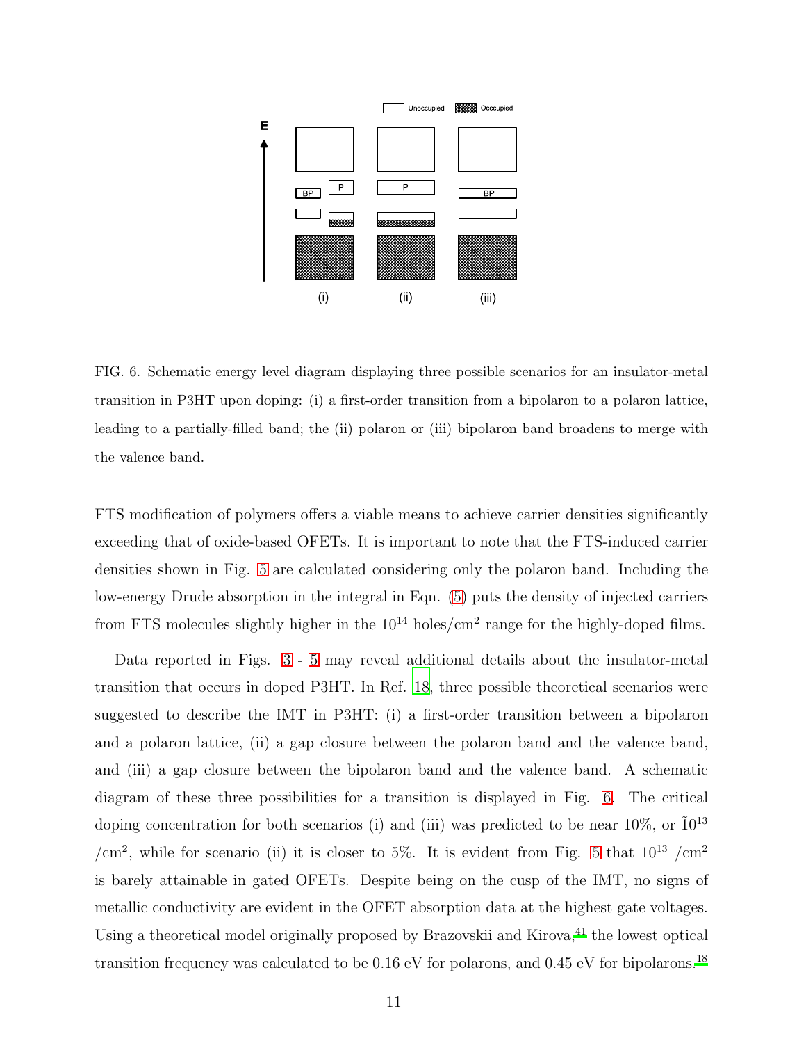FIG. 6. Schematic energy level diagram displaying three possible scenarios for an insulator-metal transition in P3HT upon doping: (i) a first-order transition from a bipolaron to a polaron lattice, leading to a partially-filled band; the (ii) polaron or (iii) bipolaron band broadens to merge with the valence band.

FTS modification of polymers offers a viable means to achieve carrier densities significantly exceeding that of oxide-based OFETs. It is important to note that the FTS-induced carrier densities shown in Fig. 5 are calculated considering only the polaron band. Including the low-energy Drude absorption in the integral in Eqn. (5) puts the density of injected carriers from FTS molecules slightly higher in the $10^{14}$ holes/cm$^2$ range for the highly-doped films.

Data reported in Figs. 3 - 5 may reveal additional details about the insulator-metal transition that occurs in doped P3HT. In Ref. 18, three possible theoretical scenarios were suggested to describe the IMT in P3HT: (i) a first-order transition between a bipolaron and a polaron lattice, (ii) a gap closure between the polaron band and the valence band, and (iii) a gap closure between the bipolaron band and the valence band. A schematic diagram of these three possibilities for a transition is displayed in Fig. 6. The critical doping concentration for both scenarios (i) and (iii) was predicted to be near 10%, or $\tilde{1}0^{13}$ /cm$^2$, while for scenario (ii) it is closer to 5%. It is evident from Fig. 5 that $10^{13}$ /cm$^2$ is barely attainable in gated OFETs. Despite being on the cusp of the IMT, no signs of metallic conductivity are evident in the OFET absorption data at the highest gate voltages. Using a theoretical model originally proposed by Brazovskii and Kirova,[41] the lowest optical transition frequency was calculated to be 0.16 eV for polarons, and 0.45 eV for bipolarons.[18]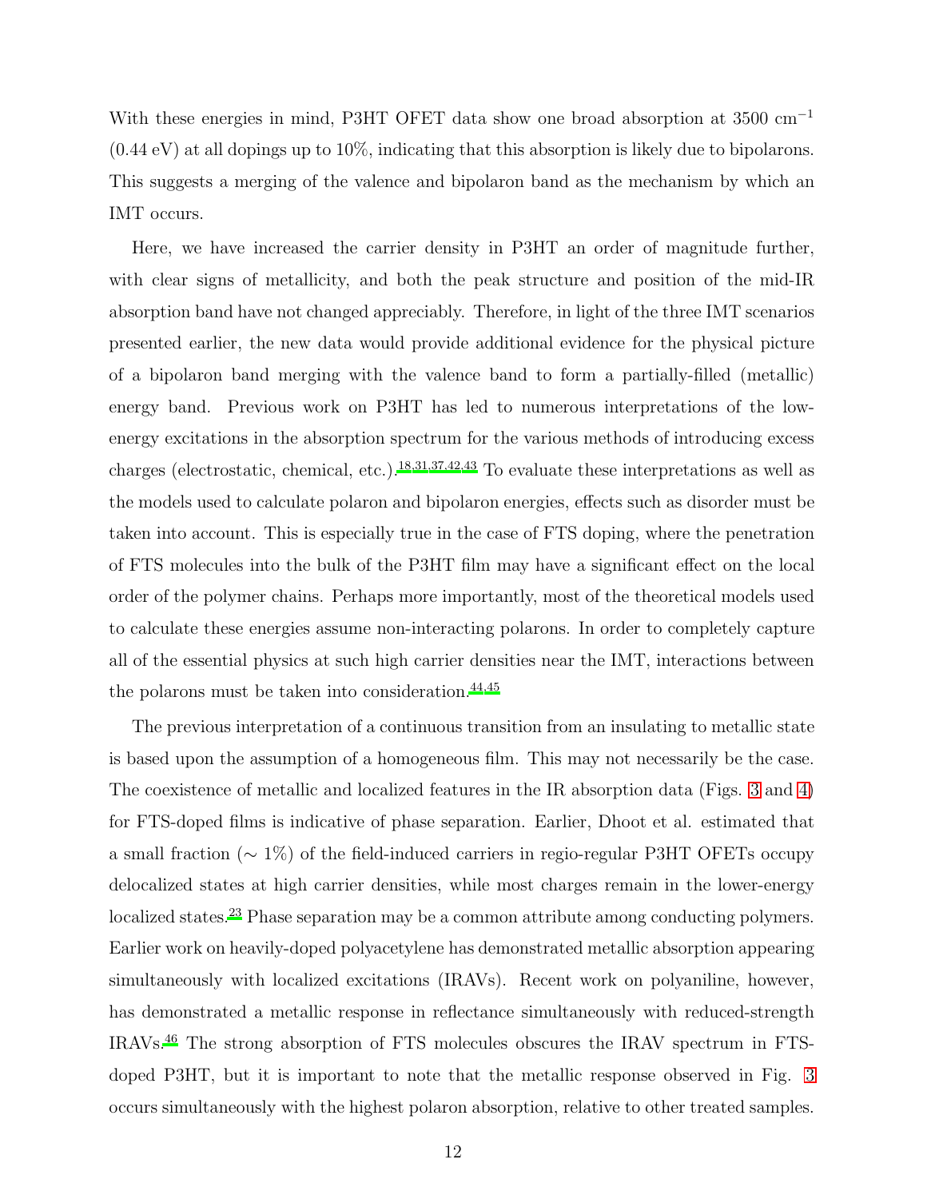With these energies in mind, P3HT OFET data show one broad absorption at 3500 cm$^{-1}$ (0.44 eV) at all dopings up to 10%, indicating that this absorption is likely due to bipolarons. This suggests a merging of the valence and bipolaron band as the mechanism by which an IMT occurs.

Here, we have increased the carrier density in P3HT an order of magnitude further, with clear signs of metallicity, and both the peak structure and position of the mid-IR absorption band have not changed appreciably. Therefore, in light of the three IMT scenarios presented earlier, the new data would provide additional evidence for the physical picture of a bipolaron band merging with the valence band to form a partially-filled (metallic) energy band. Previous work on P3HT has led to numerous interpretations of the low-energy excitations in the absorption spectrum for the various methods of introducing excess charges (electrostatic, chemical, etc.).[18,31,37,42,43] To evaluate these interpretations as well as the models used to calculate polaron and bipolaron energies, effects such as disorder must be taken into account. This is especially true in the case of FTS doping, where the penetration of FTS molecules into the bulk of the P3HT film may have a significant effect on the local order of the polymer chains. Perhaps more importantly, most of the theoretical models used to calculate these energies assume non-interacting polarons. In order to completely capture all of the essential physics at such high carrier densities near the IMT, interactions between the polarons must be taken into consideration.[44,45]

The previous interpretation of a continuous transition from an insulating to metallic state is based upon the assumption of a homogeneous film. This may not necessarily be the case. The coexistence of metallic and localized features in the IR absorption data (Figs. 3 and 4) for FTS-doped films is indicative of phase separation. Earlier, Dhoot et al. estimated that a small fraction ($\sim 1\%$) of the field-induced carriers in regio-regular P3HT OFETs occupy delocalized states at high carrier densities, while most charges remain in the lower-energy localized states.[23] Phase separation may be a common attribute among conducting polymers. Earlier work on heavily-doped polyacetylene has demonstrated metallic absorption appearing simultaneously with localized excitations (IRAVs). Recent work on polyaniline, however, has demonstrated a metallic response in reflectance simultaneously with reduced-strength IRAVs.[46] The strong absorption of FTS molecules obscures the IRAV spectrum in FTS-doped P3HT, but it is important to note that the metallic response observed in Fig. 3 occurs simultaneously with the highest polaron absorption, relative to other treated samples.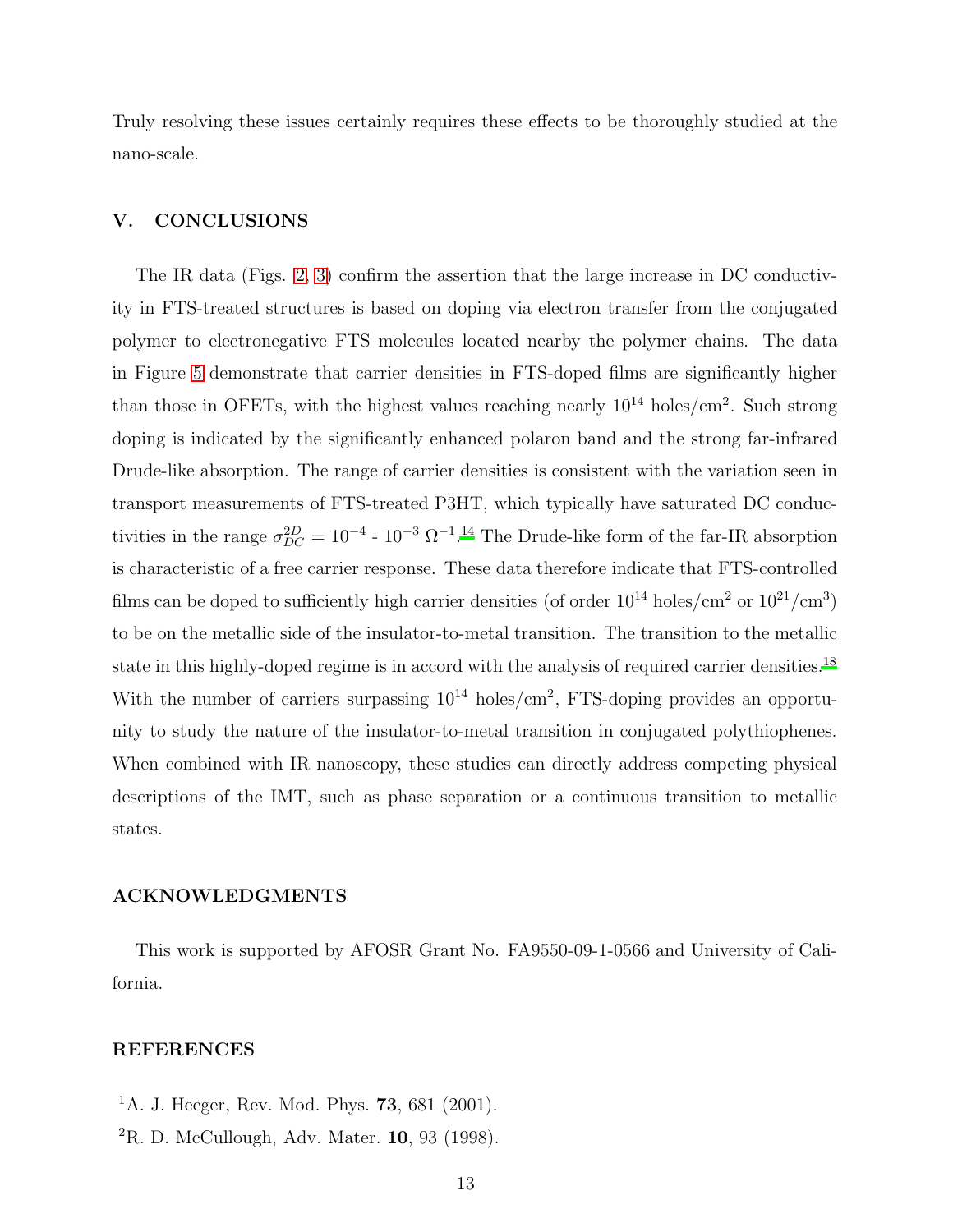Truly resolving these issues certainly requires these effects to be thoroughly studied at the nano-scale.

## V. CONCLUSIONS

The IR data (Figs. 2, 3) confirm the assertion that the large increase in DC conductivity in FTS-treated structures is based on doping via electron transfer from the conjugated polymer to electronegative FTS molecules located nearby the polymer chains. The data in Figure 5 demonstrate that carrier densities in FTS-doped films are significantly higher than those in OFETs, with the highest values reaching nearly $10^{14}$ holes/cm$^2$. Such strong doping is indicated by the significantly enhanced polaron band and the strong far-infrared Drude-like absorption. The range of carrier densities is consistent with the variation seen in transport measurements of FTS-treated P3HT, which typically have saturated DC conductivities in the range $\sigma_{DC}^{2D} = 10^{-4}$ - $10^{-3}$ $\Omega^{-1}$.[14] The Drude-like form of the far-IR absorption is characteristic of a free carrier response. These data therefore indicate that FTS-controlled films can be doped to sufficiently high carrier densities (of order $10^{14}$ holes/cm$^2$ or $10^{21}$/cm$^3$) to be on the metallic side of the insulator-to-metal transition. The transition to the metallic state in this highly-doped regime is in accord with the analysis of required carrier densities.[18] With the number of carriers surpassing $10^{14}$ holes/cm$^2$, FTS-doping provides an opportunity to study the nature of the insulator-to-metal transition in conjugated polythiophenes. When combined with IR nanoscopy, these studies can directly address competing physical descriptions of the IMT, such as phase separation or a continuous transition to metallic states.

## ACKNOWLEDGMENTS

This work is supported by AFOSR Grant No. FA9550-09-1-0566 and University of California.

## REFERENCES

[1] A. J. Heeger, Rev. Mod. Phys. **73**, 681 (2001).

[2] R. D. McCullough, Adv. Mater. **10**, 93 (1998).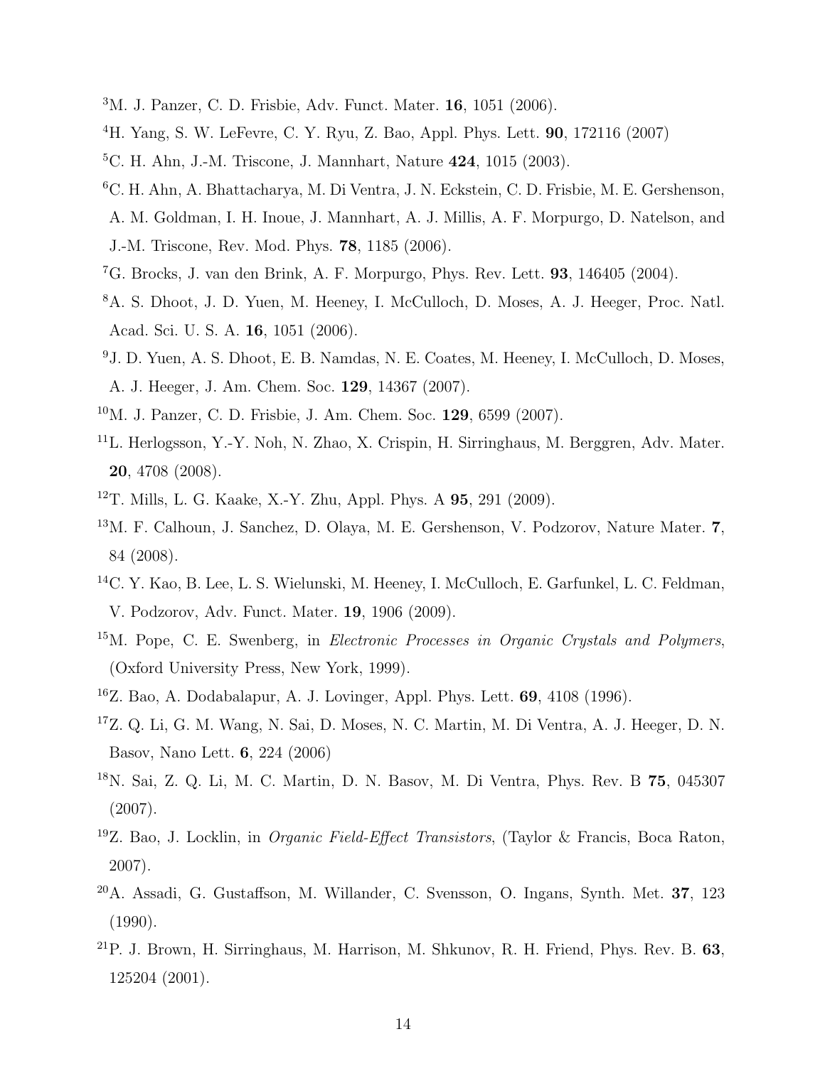[3]M. J. Panzer, C. D. Frisbie, Adv. Funct. Mater. **16**, 1051 (2006).

[4]H. Yang, S. W. LeFevre, C. Y. Ryu, Z. Bao, Appl. Phys. Lett. **90**, 172116 (2007)

[5]C. H. Ahn, J.-M. Triscone, J. Mannhart, Nature **424**, 1015 (2003).

[6]C. H. Ahn, A. Bhattacharya, M. Di Ventra, J. N. Eckstein, C. D. Frisbie, M. E. Gershenson, A. M. Goldman, I. H. Inoue, J. Mannhart, A. J. Millis, A. F. Morpurgo, D. Natelson, and J.-M. Triscone, Rev. Mod. Phys. **78**, 1185 (2006).

[7]G. Brocks, J. van den Brink, A. F. Morpurgo, Phys. Rev. Lett. **93**, 146405 (2004).

[8]A. S. Dhoot, J. D. Yuen, M. Heeney, I. McCulloch, D. Moses, A. J. Heeger, Proc. Natl. Acad. Sci. U. S. A. **16**, 1051 (2006).

[9]J. D. Yuen, A. S. Dhoot, E. B. Namdas, N. E. Coates, M. Heeney, I. McCulloch, D. Moses, A. J. Heeger, J. Am. Chem. Soc. **129**, 14367 (2007).

[10]M. J. Panzer, C. D. Frisbie, J. Am. Chem. Soc. **129**, 6599 (2007).

[11]L. Herlogsson, Y.-Y. Noh, N. Zhao, X. Crispin, H. Sirringhaus, M. Berggren, Adv. Mater. **20**, 4708 (2008).

[12]T. Mills, L. G. Kaake, X.-Y. Zhu, Appl. Phys. A **95**, 291 (2009).

[13]M. F. Calhoun, J. Sanchez, D. Olaya, M. E. Gershenson, V. Podzorov, Nature Mater. **7**, 84 (2008).

[14]C. Y. Kao, B. Lee, L. S. Wielunski, M. Heeney, I. McCulloch, E. Garfunkel, L. C. Feldman, V. Podzorov, Adv. Funct. Mater. **19**, 1906 (2009).

[15]M. Pope, C. E. Swenberg, in *Electronic Processes in Organic Crystals and Polymers*, (Oxford University Press, New York, 1999).

[16]Z. Bao, A. Dodabalapur, A. J. Lovinger, Appl. Phys. Lett. **69**, 4108 (1996).

[17]Z. Q. Li, G. M. Wang, N. Sai, D. Moses, N. C. Martin, M. Di Ventra, A. J. Heeger, D. N. Basov, Nano Lett. **6**, 224 (2006)

[18]N. Sai, Z. Q. Li, M. C. Martin, D. N. Basov, M. Di Ventra, Phys. Rev. B **75**, 045307 (2007).

[19]Z. Bao, J. Locklin, in *Organic Field-Effect Transistors*, (Taylor & Francis, Boca Raton, 2007).

[20]A. Assadi, G. Gustaffson, M. Willander, C. Svensson, O. Ingans, Synth. Met. **37**, 123 (1990).

[21]P. J. Brown, H. Sirringhaus, M. Harrison, M. Shkunov, R. H. Friend, Phys. Rev. B. **63**, 125204 (2001).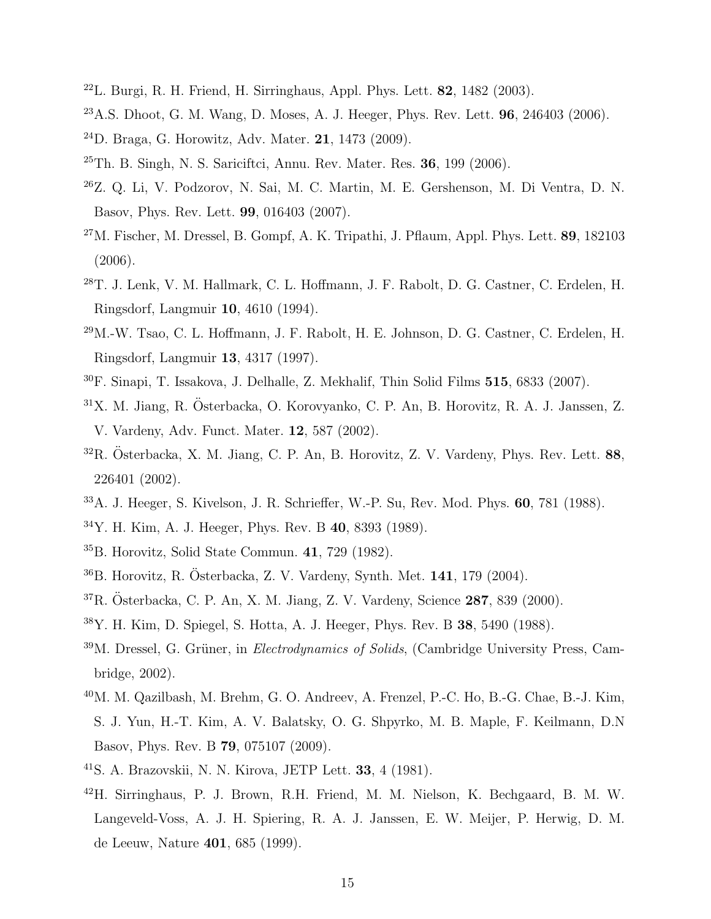[22] L. Burgi, R. H. Friend, H. Sirringhaus, Appl. Phys. Lett. **82**, 1482 (2003).

[23] A.S. Dhoot, G. M. Wang, D. Moses, A. J. Heeger, Phys. Rev. Lett. **96**, 246403 (2006).

[24] D. Braga, G. Horowitz, Adv. Mater. **21**, 1473 (2009).

[25] Th. B. Singh, N. S. Sariciftci, Annu. Rev. Mater. Res. **36**, 199 (2006).

[26] Z. Q. Li, V. Podzorov, N. Sai, M. C. Martin, M. E. Gershenson, M. Di Ventra, D. N. Basov, Phys. Rev. Lett. **99**, 016403 (2007).

[27] M. Fischer, M. Dressel, B. Gompf, A. K. Tripathi, J. Pflaum, Appl. Phys. Lett. **89**, 182103 (2006).

[28] T. J. Lenk, V. M. Hallmark, C. L. Hoffmann, J. F. Rabolt, D. G. Castner, C. Erdelen, H. Ringsdorf, Langmuir **10**, 4610 (1994).

[29] M.-W. Tsao, C. L. Hoffmann, J. F. Rabolt, H. E. Johnson, D. G. Castner, C. Erdelen, H. Ringsdorf, Langmuir **13**, 4317 (1997).

[30] F. Sinapi, T. Issakova, J. Delhalle, Z. Mekhalif, Thin Solid Films **515**, 6833 (2007).

[31] X. M. Jiang, R. Österbacka, O. Korovyanko, C. P. An, B. Horovitz, R. A. J. Janssen, Z. V. Vardeny, Adv. Funct. Mater. **12**, 587 (2002).

[32] R. Österbacka, X. M. Jiang, C. P. An, B. Horovitz, Z. V. Vardeny, Phys. Rev. Lett. **88**, 226401 (2002).

[33] A. J. Heeger, S. Kivelson, J. R. Schrieffer, W.-P. Su, Rev. Mod. Phys. **60**, 781 (1988).

[34] Y. H. Kim, A. J. Heeger, Phys. Rev. B **40**, 8393 (1989).

[35] B. Horovitz, Solid State Commun. **41**, 729 (1982).

[36] B. Horovitz, R. Österbacka, Z. V. Vardeny, Synth. Met. **141**, 179 (2004).

[37] R. Österbacka, C. P. An, X. M. Jiang, Z. V. Vardeny, Science **287**, 839 (2000).

[38] Y. H. Kim, D. Spiegel, S. Hotta, A. J. Heeger, Phys. Rev. B **38**, 5490 (1988).

[39] M. Dressel, G. Grüner, in *Electrodynamics of Solids*, (Cambridge University Press, Cambridge, 2002).

[40] M. M. Qazilbash, M. Brehm, G. O. Andreev, A. Frenzel, P.-C. Ho, B.-G. Chae, B.-J. Kim, S. J. Yun, H.-T. Kim, A. V. Balatsky, O. G. Shpyrko, M. B. Maple, F. Keilmann, D.N Basov, Phys. Rev. B **79**, 075107 (2009).

[41] S. A. Brazovskii, N. N. Kirova, JETP Lett. **33**, 4 (1981).

[42] H. Sirringhaus, P. J. Brown, R.H. Friend, M. M. Nielson, K. Bechgaard, B. M. W. Langeveld-Voss, A. J. H. Spiering, R. A. J. Janssen, E. W. Meijer, P. Herwig, D. M. de Leeuw, Nature **401**, 685 (1999).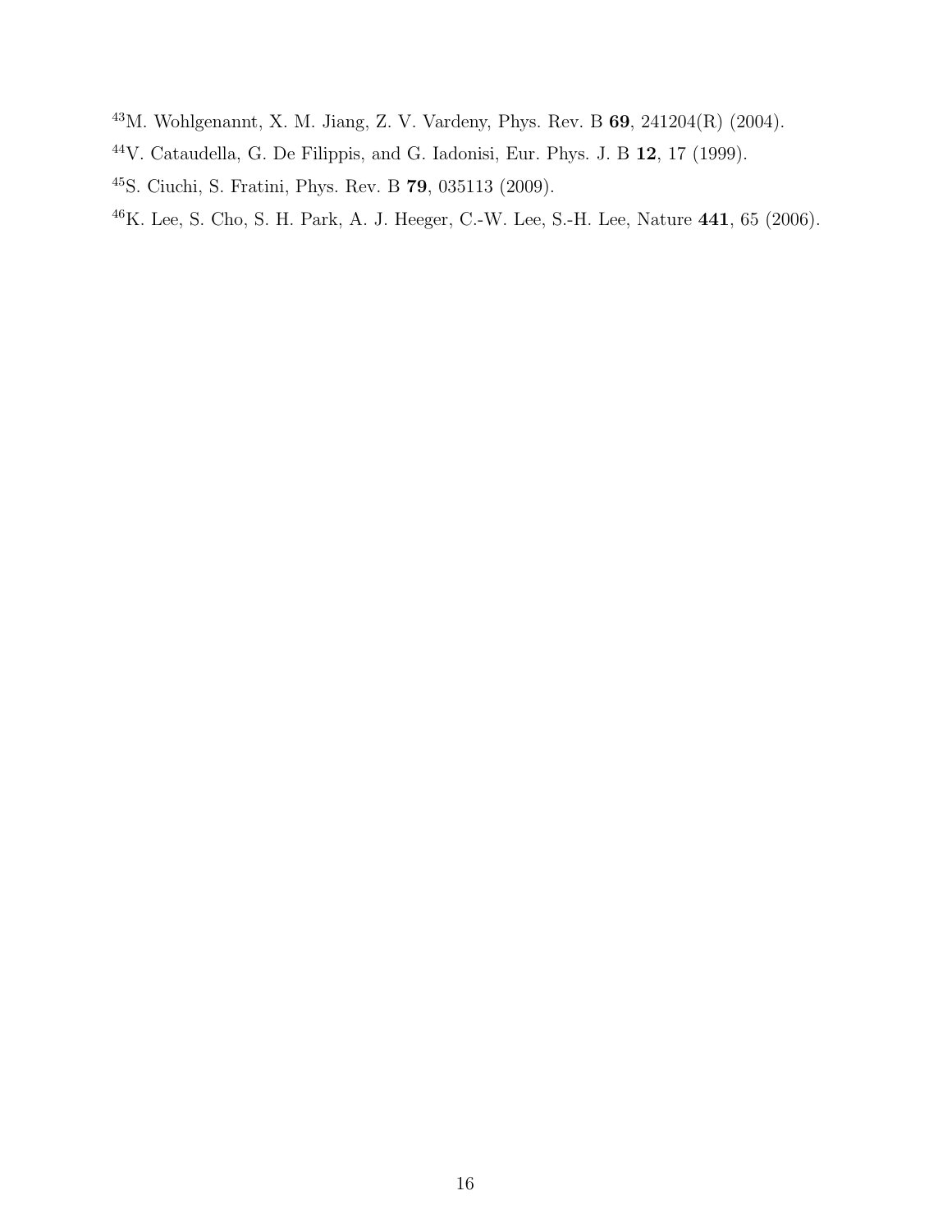[43]M. Wohlgenannt, X. M. Jiang, Z. V. Vardeny, Phys. Rev. B **69**, 241204(R) (2004).

[44]V. Cataudella, G. De Filippis, and G. Iadonisi, Eur. Phys. J. B **12**, 17 (1999).

[45]S. Ciuchi, S. Fratini, Phys. Rev. B **79**, 035113 (2009).

[46]K. Lee, S. Cho, S. H. Park, A. J. Heeger, C.-W. Lee, S.-H. Lee, Nature **441**, 65 (2006).